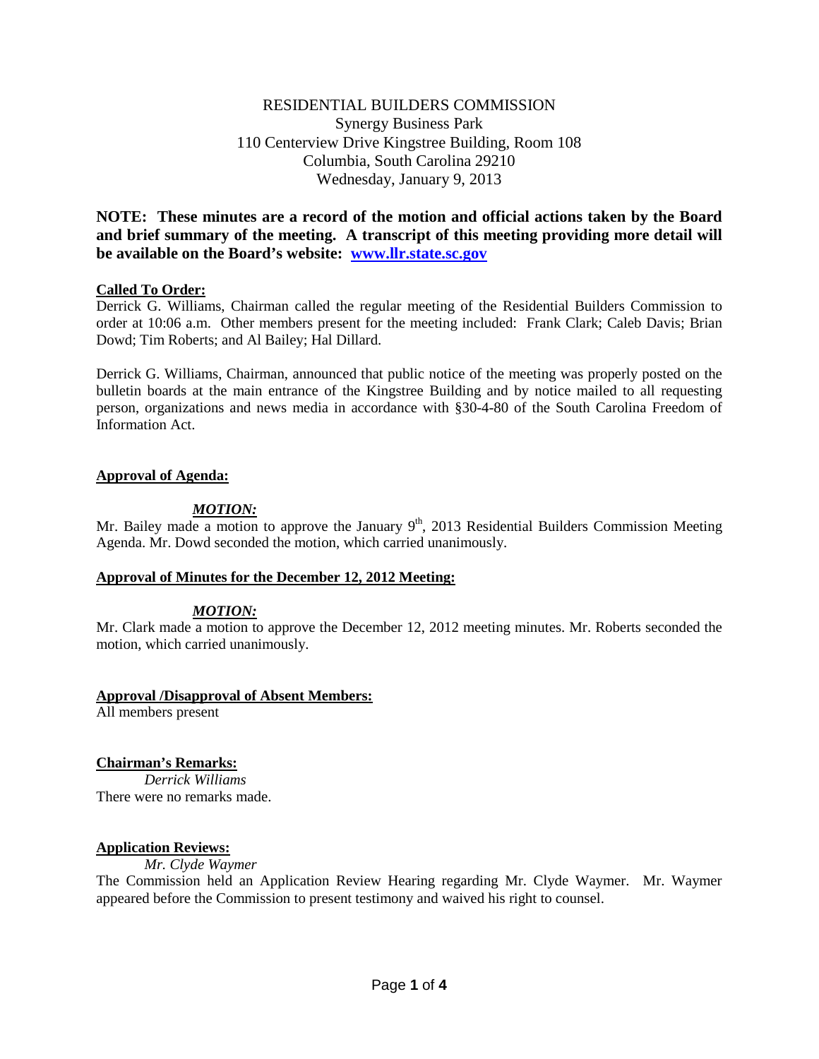RESIDENTIAL BUILDERS COMMISSION
Synergy Business Park
110 Centerview Drive Kingstree Building, Room 108
Columbia, South Carolina 29210
Wednesday, January 9, 2013

**NOTE: These minutes are a record of the motion and official actions taken by the Board and brief summary of the meeting. A transcript of this meeting providing more detail will be available on the Board's website: [www.llr.state.sc.gov](http://www.llr.state.sc.gov)**

**Called To Order:**

Derrick G. Williams, Chairman called the regular meeting of the Residential Builders Commission to order at 10:06 a.m. Other members present for the meeting included: Frank Clark; Caleb Davis; Brian Dowd; Tim Roberts; and Al Bailey; Hal Dillard.

Derrick G. Williams, Chairman, announced that public notice of the meeting was properly posted on the bulletin boards at the main entrance of the Kingstree Building and by notice mailed to all requesting person, organizations and news media in accordance with §30-4-80 of the South Carolina Freedom of Information Act.

**Approval of Agenda:**

***MOTION:***

Mr. Bailey made a motion to approve the January 9th, 2013 Residential Builders Commission Meeting Agenda. Mr. Dowd seconded the motion, which carried unanimously.

**Approval of Minutes for the December 12, 2012 Meeting:**

***MOTION:***

Mr. Clark made a motion to approve the December 12, 2012 meeting minutes. Mr. Roberts seconded the motion, which carried unanimously.

**Approval /Disapproval of Absent Members:**

All members present

**Chairman's Remarks:**

*Derrick Williams*

There were no remarks made.

**Application Reviews:**

*Mr. Clyde Waymer*

The Commission held an Application Review Hearing regarding Mr. Clyde Waymer. Mr. Waymer appeared before the Commission to present testimony and waived his right to counsel.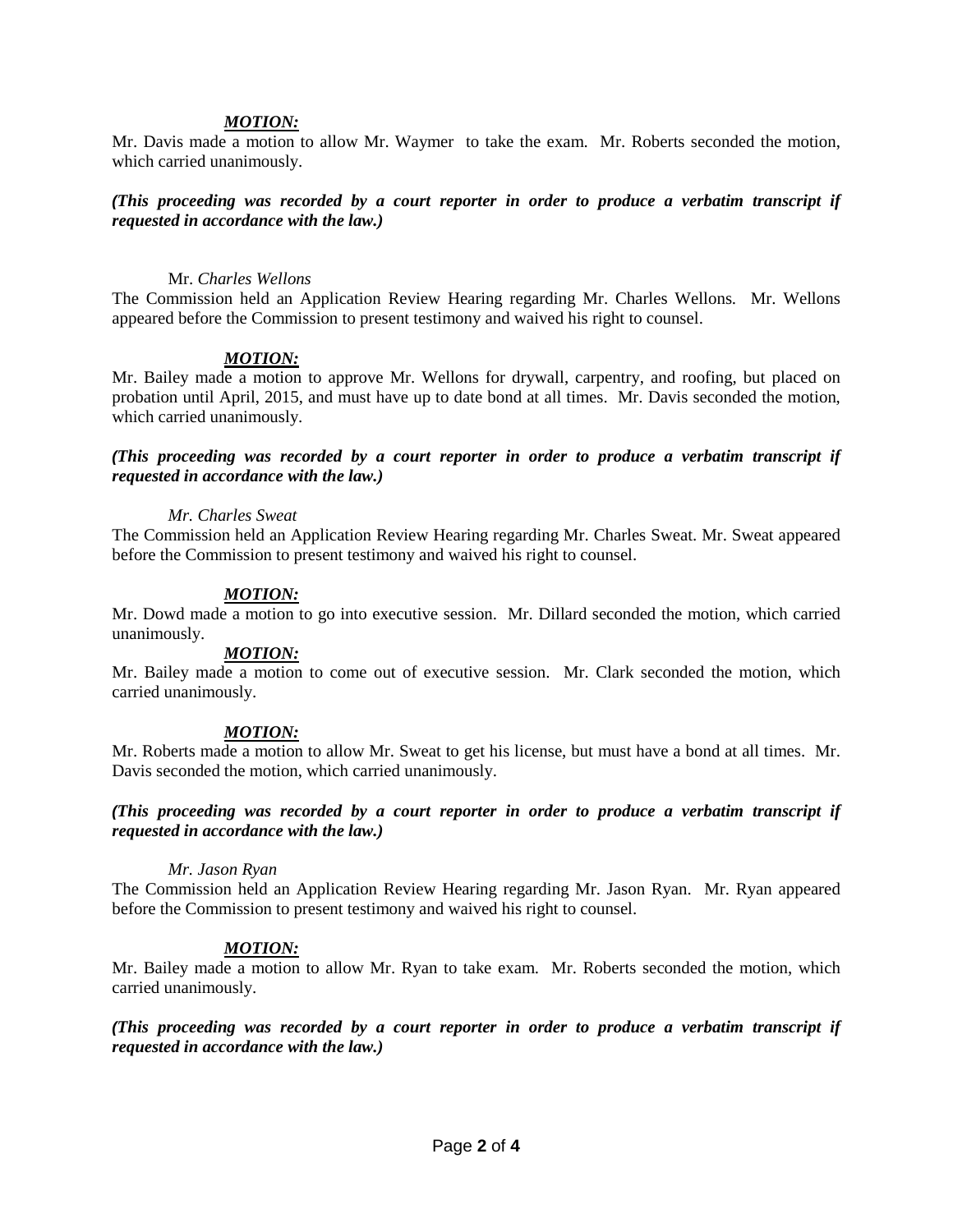***MOTION:***

Mr. Davis made a motion to allow Mr. Waymer to take the exam. Mr. Roberts seconded the motion, which carried unanimously.

***(This proceeding was recorded by a court reporter in order to produce a verbatim transcript if requested in accordance with the law.)***

Mr. *Charles Wellons*

The Commission held an Application Review Hearing regarding Mr. Charles Wellons. Mr. Wellons appeared before the Commission to present testimony and waived his right to counsel.

***MOTION:***

Mr. Bailey made a motion to approve Mr. Wellons for drywall, carpentry, and roofing, but placed on probation until April, 2015, and must have up to date bond at all times. Mr. Davis seconded the motion, which carried unanimously.

***(This proceeding was recorded by a court reporter in order to produce a verbatim transcript if requested in accordance with the law.)***

*Mr. Charles Sweat*

The Commission held an Application Review Hearing regarding Mr. Charles Sweat. Mr. Sweat appeared before the Commission to present testimony and waived his right to counsel.

***MOTION:***

Mr. Dowd made a motion to go into executive session. Mr. Dillard seconded the motion, which carried unanimously.

***MOTION:***

Mr. Bailey made a motion to come out of executive session. Mr. Clark seconded the motion, which carried unanimously.

***MOTION:***

Mr. Roberts made a motion to allow Mr. Sweat to get his license, but must have a bond at all times. Mr. Davis seconded the motion, which carried unanimously.

***(This proceeding was recorded by a court reporter in order to produce a verbatim transcript if requested in accordance with the law.)***

*Mr. Jason Ryan*

The Commission held an Application Review Hearing regarding Mr. Jason Ryan. Mr. Ryan appeared before the Commission to present testimony and waived his right to counsel.

***MOTION:***

Mr. Bailey made a motion to allow Mr. Ryan to take exam. Mr. Roberts seconded the motion, which carried unanimously.

***(This proceeding was recorded by a court reporter in order to produce a verbatim transcript if requested in accordance with the law.)***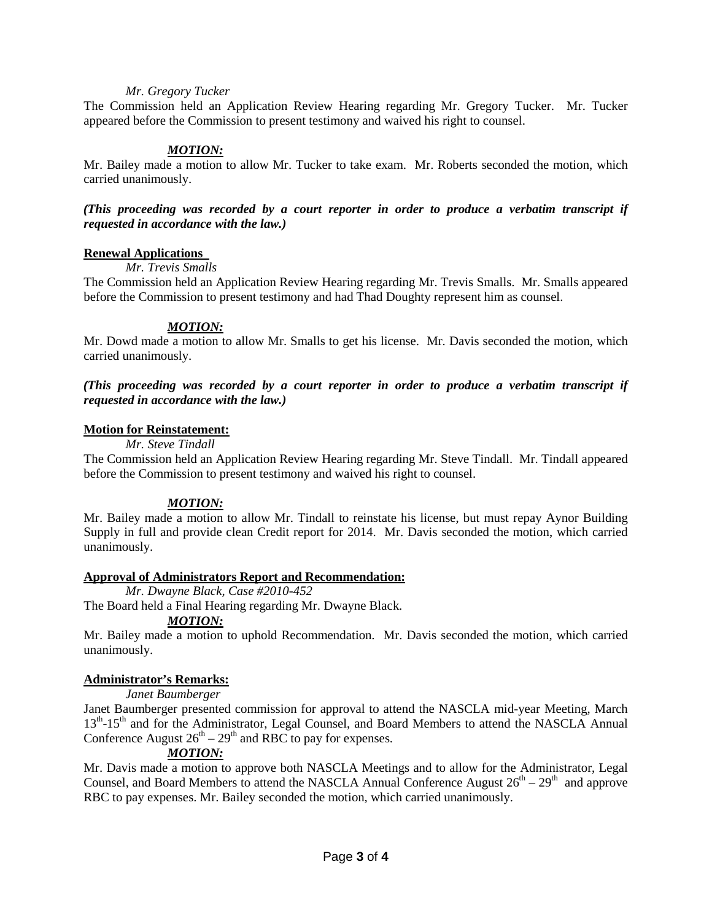*Mr. Gregory Tucker*

The Commission held an Application Review Hearing regarding Mr. Gregory Tucker. Mr. Tucker appeared before the Commission to present testimony and waived his right to counsel.

***MOTION:***

Mr. Bailey made a motion to allow Mr. Tucker to take exam. Mr. Roberts seconded the motion, which carried unanimously.

***(This proceeding was recorded by a court reporter in order to produce a verbatim transcript if requested in accordance with the law.)***

**Renewal Applications**

*Mr. Trevis Smalls*

The Commission held an Application Review Hearing regarding Mr. Trevis Smalls. Mr. Smalls appeared before the Commission to present testimony and had Thad Doughty represent him as counsel.

***MOTION:***

Mr. Dowd made a motion to allow Mr. Smalls to get his license. Mr. Davis seconded the motion, which carried unanimously.

***(This proceeding was recorded by a court reporter in order to produce a verbatim transcript if requested in accordance with the law.)***

**Motion for Reinstatement:**

*Mr. Steve Tindall*

The Commission held an Application Review Hearing regarding Mr. Steve Tindall. Mr. Tindall appeared before the Commission to present testimony and waived his right to counsel.

***MOTION:***

Mr. Bailey made a motion to allow Mr. Tindall to reinstate his license, but must repay Aynor Building Supply in full and provide clean Credit report for 2014. Mr. Davis seconded the motion, which carried unanimously.

**Approval of Administrators Report and Recommendation:**

*Mr. Dwayne Black, Case #2010-452*

The Board held a Final Hearing regarding Mr. Dwayne Black.

***MOTION:***

Mr. Bailey made a motion to uphold Recommendation. Mr. Davis seconded the motion, which carried unanimously.

**Administrator's Remarks:**

*Janet Baumberger*

Janet Baumberger presented commission for approval to attend the NASCLA mid-year Meeting, March 13th-15th and for the Administrator, Legal Counsel, and Board Members to attend the NASCLA Annual Conference August 26th – 29th and RBC to pay for expenses.

***MOTION:***

Mr. Davis made a motion to approve both NASCLA Meetings and to allow for the Administrator, Legal Counsel, and Board Members to attend the NASCLA Annual Conference August 26th – 29th and approve RBC to pay expenses. Mr. Bailey seconded the motion, which carried unanimously.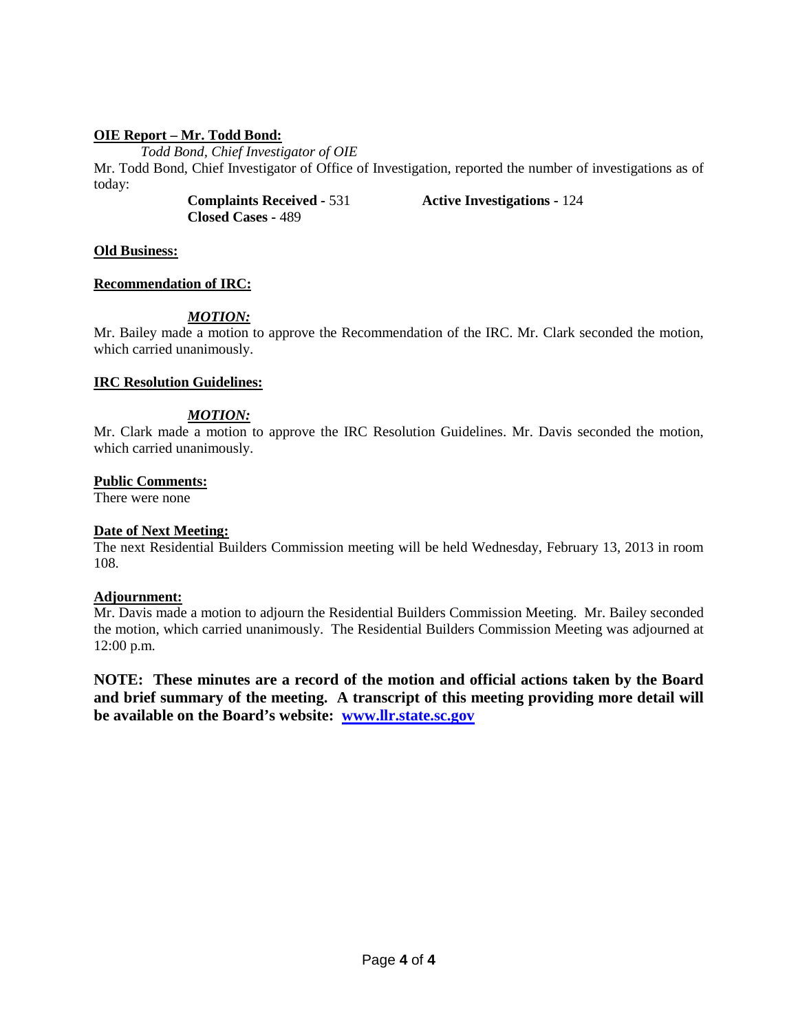**<u>OIE Report – Mr. Todd Bond:</u>**

*Todd Bond, Chief Investigator of OIE*

Mr. Todd Bond, Chief Investigator of Office of Investigation, reported the number of investigations as of today:

**Complaints Received** - 531 **Active Investigations** - 124
**Closed Cases** - 489

**<u>Old Business:</u>**

**<u>Recommendation of IRC:</u>**

***<u>MOTION:</u>***

Mr. Bailey made a motion to approve the Recommendation of the IRC. Mr. Clark seconded the motion, which carried unanimously.

**<u>IRC Resolution Guidelines:</u>**

***<u>MOTION:</u>***

Mr. Clark made a motion to approve the IRC Resolution Guidelines. Mr. Davis seconded the motion, which carried unanimously.

**<u>Public Comments:</u>**

There were none

**<u>Date of Next Meeting:</u>**

The next Residential Builders Commission meeting will be held Wednesday, February 13, 2013 in room 108.

**<u>Adjournment:</u>**

Mr. Davis made a motion to adjourn the Residential Builders Commission Meeting. Mr. Bailey seconded the motion, which carried unanimously. The Residential Builders Commission Meeting was adjourned at 12:00 p.m.

**NOTE: These minutes are a record of the motion and official actions taken by the Board and brief summary of the meeting. A transcript of this meeting providing more detail will be available on the Board's website: [www.llr.state.sc.gov](http://www.llr.state.sc.gov)**